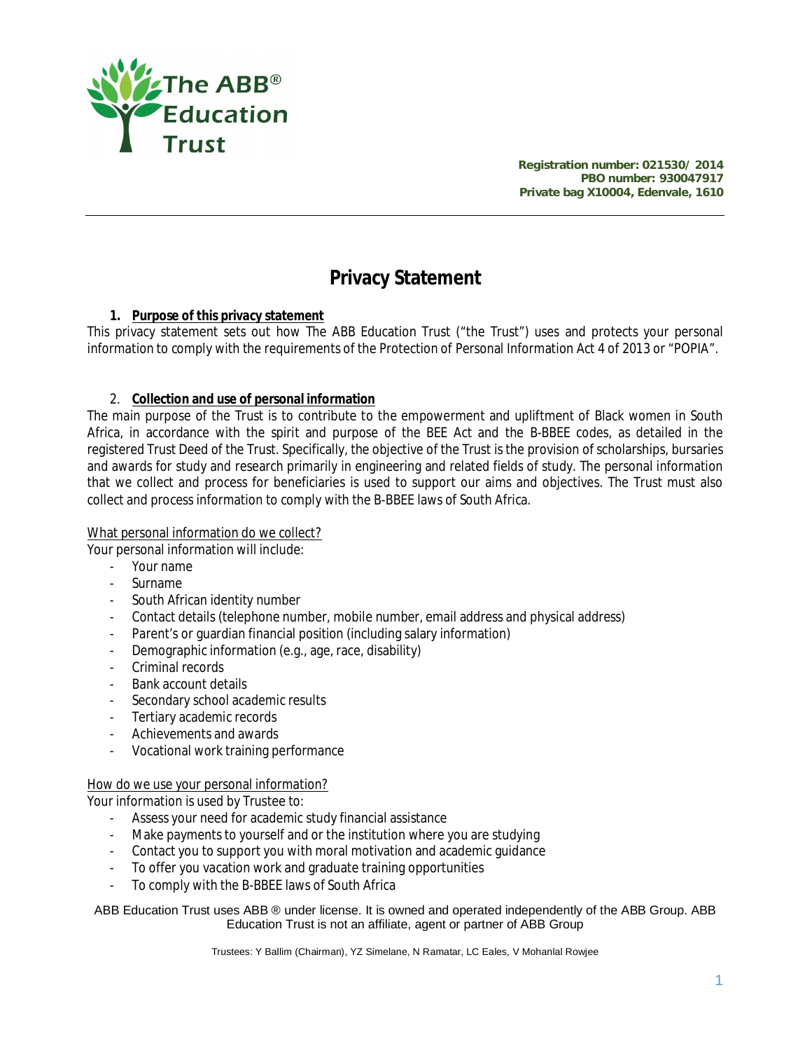The ABB® Education Trust

**Registration number: 021530/ 2014**
**PBO number: 930047917**
**Private bag X10004, Edenvale, 1610**

# Privacy Statement

## 1. Purpose of this privacy statement

This privacy statement sets out how The ABB Education Trust ("the Trust") uses and protects your personal information to comply with the requirements of the Protection of Personal Information Act 4 of 2013 or "POPIA".

## 2. Collection and use of personal information

The main purpose of the Trust is to contribute to the empowerment and upliftment of Black women in South Africa, in accordance with the spirit and purpose of the BEE Act and the B-BBEE codes, as detailed in the registered Trust Deed of the Trust. Specifically, the objective of the Trust is the provision of scholarships, bursaries and awards for study and research primarily in engineering and related fields of study. The personal information that we collect and process for beneficiaries is used to support our aims and objectives. The Trust must also collect and process information to comply with the B-BBEE laws of South Africa.

What personal information do we collect?

Your personal information will include:

- Your name
- Surname
- South African identity number
- Contact details (telephone number, mobile number, email address and physical address)
- Parent's or guardian financial position (including salary information)
- Demographic information (e.g., age, race, disability)
- Criminal records
- Bank account details
- Secondary school academic results
- Tertiary academic records
- Achievements and awards
- Vocational work training performance

How do we use your personal information?

Your information is used by Trustee to:

- Assess your need for academic study financial assistance
- Make payments to yourself and or the institution where you are studying
- Contact you to support you with moral motivation and academic guidance
- To offer you vacation work and graduate training opportunities
- To comply with the B-BBEE laws of South Africa

ABB Education Trust uses ABB ® under license. It is owned and operated independently of the ABB Group. ABB Education Trust is not an affiliate, agent or partner of ABB Group

Trustees: Y Ballim (Chairman), YZ Simelane, N Ramatar, LC Eales, V Mohanlal Rowjee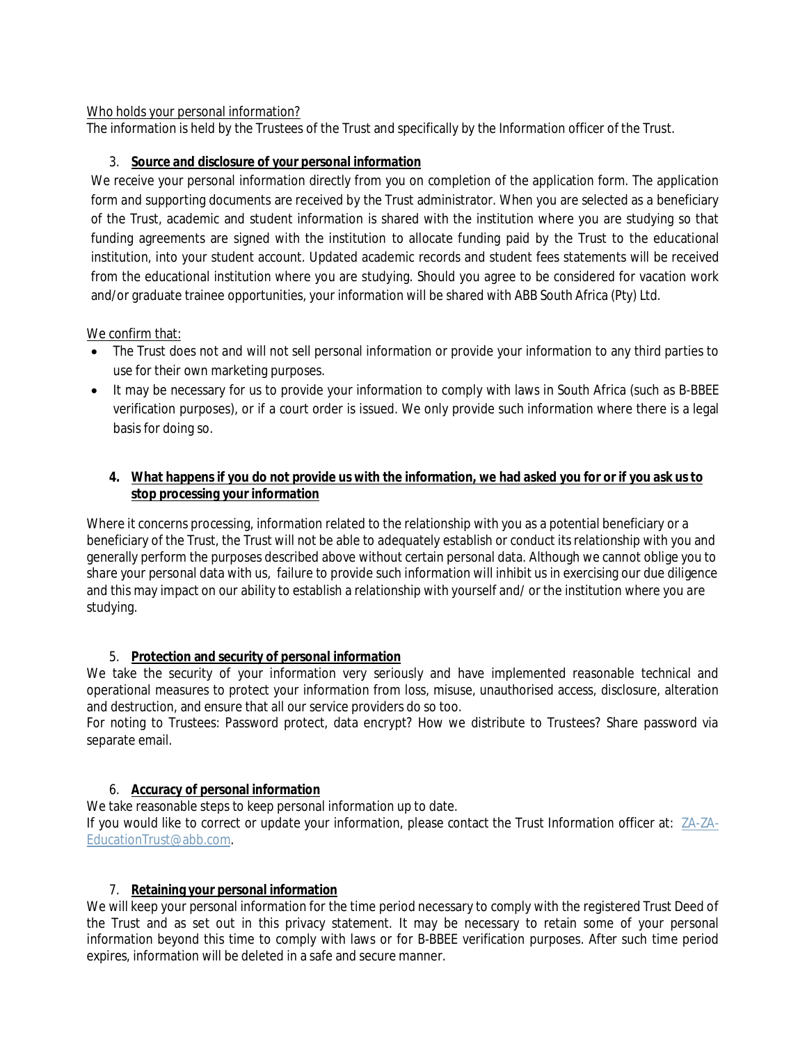Who holds your personal information?

The information is held by the Trustees of the Trust and specifically by the Information officer of the Trust.

## 3. Source and disclosure of your personal information

We receive your personal information directly from you on completion of the application form. The application form and supporting documents are received by the Trust administrator. When you are selected as a beneficiary of the Trust, academic and student information is shared with the institution where you are studying so that funding agreements are signed with the institution to allocate funding paid by the Trust to the educational institution, into your student account. Updated academic records and student fees statements will be received from the educational institution where you are studying. Should you agree to be considered for vacation work and/or graduate trainee opportunities, your information will be shared with ABB South Africa (Pty) Ltd.

We confirm that:

- The Trust does not and will not sell personal information or provide your information to any third parties to use for their own marketing purposes.
- It may be necessary for us to provide your information to comply with laws in South Africa (such as B-BBEE verification purposes), or if a court order is issued. We only provide such information where there is a legal basis for doing so.

## 4. What happens if you do not provide us with the information, we had asked you for or if you ask us to stop processing your information

Where it concerns processing, information related to the relationship with you as a potential beneficiary or a beneficiary of the Trust, the Trust will not be able to adequately establish or conduct its relationship with you and generally perform the purposes described above without certain personal data. Although we cannot oblige you to share your personal data with us, failure to provide such information will inhibit us in exercising our due diligence and this may impact on our ability to establish a relationship with yourself and/ or the institution where you are studying.

## 5. Protection and security of personal information

We take the security of your information very seriously and have implemented reasonable technical and operational measures to protect your information from loss, misuse, unauthorised access, disclosure, alteration and destruction, and ensure that all our service providers do so too.

For noting to Trustees: Password protect, data encrypt? How we distribute to Trustees? Share password via separate email.

## 6. Accuracy of personal information

We take reasonable steps to keep personal information up to date.

If you would like to correct or update your information, please contact the Trust Information officer at: ZA-ZA-EducationTrust@abb.com.

## 7. Retaining your personal information

We will keep your personal information for the time period necessary to comply with the registered Trust Deed of the Trust and as set out in this privacy statement. It may be necessary to retain some of your personal information beyond this time to comply with laws or for B-BBEE verification purposes. After such time period expires, information will be deleted in a safe and secure manner.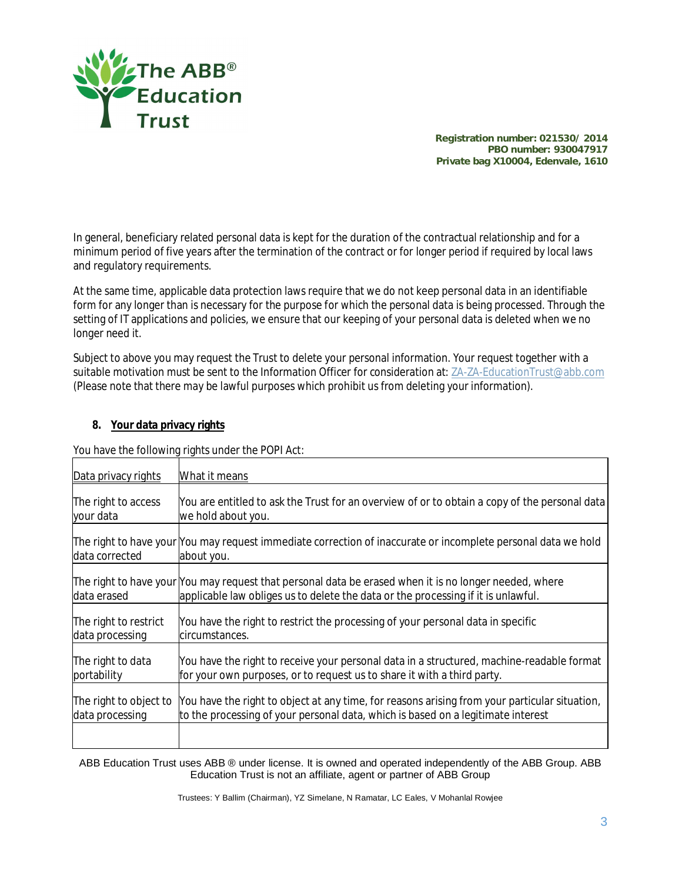In general, beneficiary related personal data is kept for the duration of the contractual relationship and for a minimum period of five years after the termination of the contract or for longer period if required by local laws and regulatory requirements.

At the same time, applicable data protection laws require that we do not keep personal data in an identifiable form for any longer than is necessary for the purpose for which the personal data is being processed. Through the setting of IT applications and policies, we ensure that our keeping of your personal data is deleted when we no longer need it.

Subject to above you may request the Trust to delete your personal information. Your request together with a suitable motivation must be sent to the Information Officer for consideration at: ZA-ZA-EducationTrust@abb.com (Please note that there may be lawful purposes which prohibit us from deleting your information).

## 8. Your data privacy rights

You have the following rights under the POPI Act:

| Data privacy rights | What it means |
|---|---|
| The right to access your data | You are entitled to ask the Trust for an overview of or to obtain a copy of the personal data we hold about you. |
| The right to have your data corrected | You may request immediate correction of inaccurate or incomplete personal data we hold about you. |
| The right to have your data erased | You may request that personal data be erased when it is no longer needed, where applicable law obliges us to delete the data or the processing if it is unlawful. |
| The right to restrict data processing | You have the right to restrict the processing of your personal data in specific circumstances. |
| The right to data portability | You have the right to receive your personal data in a structured, machine-readable format for your own purposes, or to request us to share it with a third party. |
| The right to object to data processing | You have the right to object at any time, for reasons arising from your particular situation, to the processing of your personal data, which is based on a legitimate interest |
| | |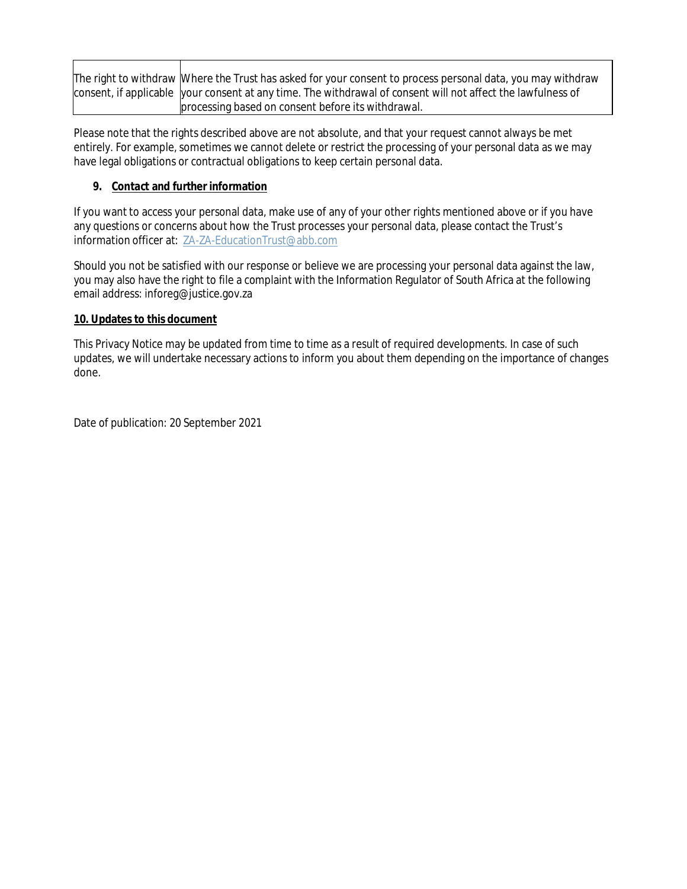| | |
|---|---|
| The right to withdraw consent, if applicable | Where the Trust has asked for your consent to process personal data, you may withdraw your consent at any time. The withdrawal of consent will not affect the lawfulness of processing based on consent before its withdrawal. |

Please note that the rights described above are not absolute, and that your request cannot always be met entirely. For example, sometimes we cannot delete or restrict the processing of your personal data as we may have legal obligations or contractual obligations to keep certain personal data.

## 9. Contact and further information

If you want to access your personal data, make use of any of your other rights mentioned above or if you have any questions or concerns about how the Trust processes your personal data, please contact the Trust's information officer at: ZA-ZA-EducationTrust@abb.com

Should you not be satisfied with our response or believe we are processing your personal data against the law, you may also have the right to file a complaint with the Information Regulator of South Africa at the following email address: inforeg@justice.gov.za

## 10. Updates to this document

This Privacy Notice may be updated from time to time as a result of required developments. In case of such updates, we will undertake necessary actions to inform you about them depending on the importance of changes done.

Date of publication: 20 September 2021